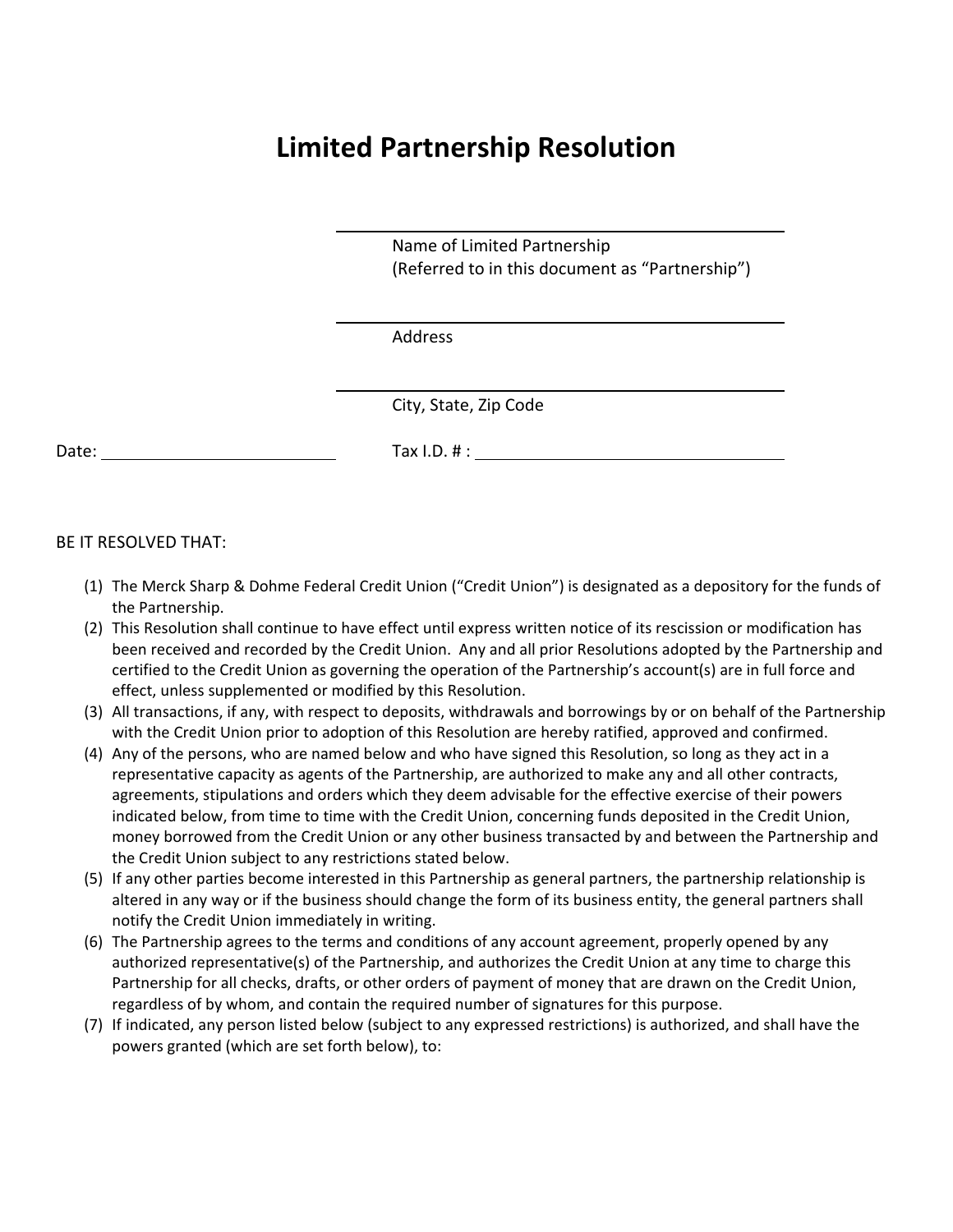# Limited Partnership Resolution

\_\_\_\_\_\_\_\_\_\_\_\_\_\_\_\_\_\_\_\_\_\_\_\_\_\_\_\_\_\_\_\_\_\_\_\_\_\_\_\_

Name of Limited Partnership
(Referred to in this document as "Partnership")

\_\_\_\_\_\_\_\_\_\_\_\_\_\_\_\_\_\_\_\_\_\_\_\_\_\_\_\_\_\_\_\_\_\_\_\_\_\_\_\_

Address

\_\_\_\_\_\_\_\_\_\_\_\_\_\_\_\_\_\_\_\_\_\_\_\_\_\_\_\_\_\_\_\_\_\_\_\_\_\_\_\_

City, State, Zip Code

Date: \_\_\_\_\_\_\_\_\_\_\_\_\_\_\_\_\_\_\_\_\_\_\_\_ Tax I.D. # : \_\_\_\_\_\_\_\_\_\_\_\_\_\_\_\_\_\_\_\_\_\_\_\_\_\_\_\_\_\_\_\_

BE IT RESOLVED THAT:

(1) The Merck Sharp & Dohme Federal Credit Union ("Credit Union") is designated as a depository for the funds of the Partnership.

(2) This Resolution shall continue to have effect until express written notice of its rescission or modification has been received and recorded by the Credit Union. Any and all prior Resolutions adopted by the Partnership and certified to the Credit Union as governing the operation of the Partnership's account(s) are in full force and effect, unless supplemented or modified by this Resolution.

(3) All transactions, if any, with respect to deposits, withdrawals and borrowings by or on behalf of the Partnership with the Credit Union prior to adoption of this Resolution are hereby ratified, approved and confirmed.

(4) Any of the persons, who are named below and who have signed this Resolution, so long as they act in a representative capacity as agents of the Partnership, are authorized to make any and all other contracts, agreements, stipulations and orders which they deem advisable for the effective exercise of their powers indicated below, from time to time with the Credit Union, concerning funds deposited in the Credit Union, money borrowed from the Credit Union or any other business transacted by and between the Partnership and the Credit Union subject to any restrictions stated below.

(5) If any other parties become interested in this Partnership as general partners, the partnership relationship is altered in any way or if the business should change the form of its business entity, the general partners shall notify the Credit Union immediately in writing.

(6) The Partnership agrees to the terms and conditions of any account agreement, properly opened by any authorized representative(s) of the Partnership, and authorizes the Credit Union at any time to charge this Partnership for all checks, drafts, or other orders of payment of money that are drawn on the Credit Union, regardless of by whom, and contain the required number of signatures for this purpose.

(7) If indicated, any person listed below (subject to any expressed restrictions) is authorized, and shall have the powers granted (which are set forth below), to: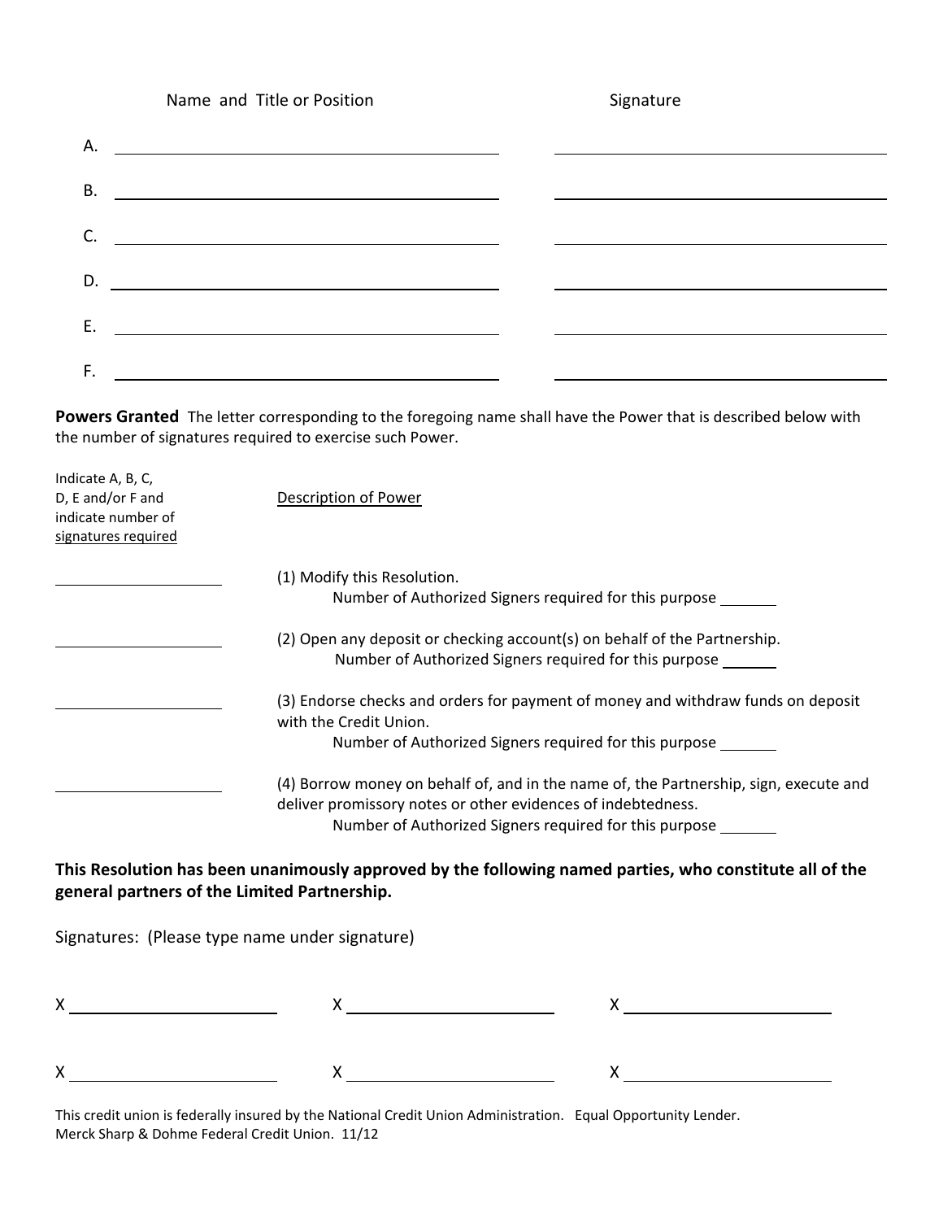| Name and Title or Position | Signature |
| --- | --- |
| A. ______________________ | ______________________ |
| B. ______________________ | ______________________ |
| C. ______________________ | ______________________ |
| D. ______________________ | ______________________ |
| E. ______________________ | ______________________ |
| F. ______________________ | ______________________ |

**Powers Granted** The letter corresponding to the foregoing name shall have the Power that is described below with the number of signatures required to exercise such Power.

| Indicate A, B, C, D, E and/or F and indicate number of signatures required | Description of Power |
| --- | --- |
| __________ | (1) Modify this Resolution.<br>Number of Authorized Signers required for this purpose _______ |
| __________ | (2) Open any deposit or checking account(s) on behalf of the Partnership.<br>Number of Authorized Signers required for this purpose _______ |
| __________ | (3) Endorse checks and orders for payment of money and withdraw funds on deposit with the Credit Union.<br>Number of Authorized Signers required for this purpose _______ |
| __________ | (4) Borrow money on behalf of, and in the name of, the Partnership, sign, execute and deliver promissory notes or other evidences of indebtedness.<br>Number of Authorized Signers required for this purpose _______ |

**This Resolution has been unanimously approved by the following named parties, who constitute all of the general partners of the Limited Partnership.**

Signatures: (Please type name under signature)

X ______________________ X ______________________ X ______________________

X ______________________ X ______________________ X ______________________

This credit union is federally insured by the National Credit Union Administration. Equal Opportunity Lender.
Merck Sharp & Dohme Federal Credit Union. 11/12